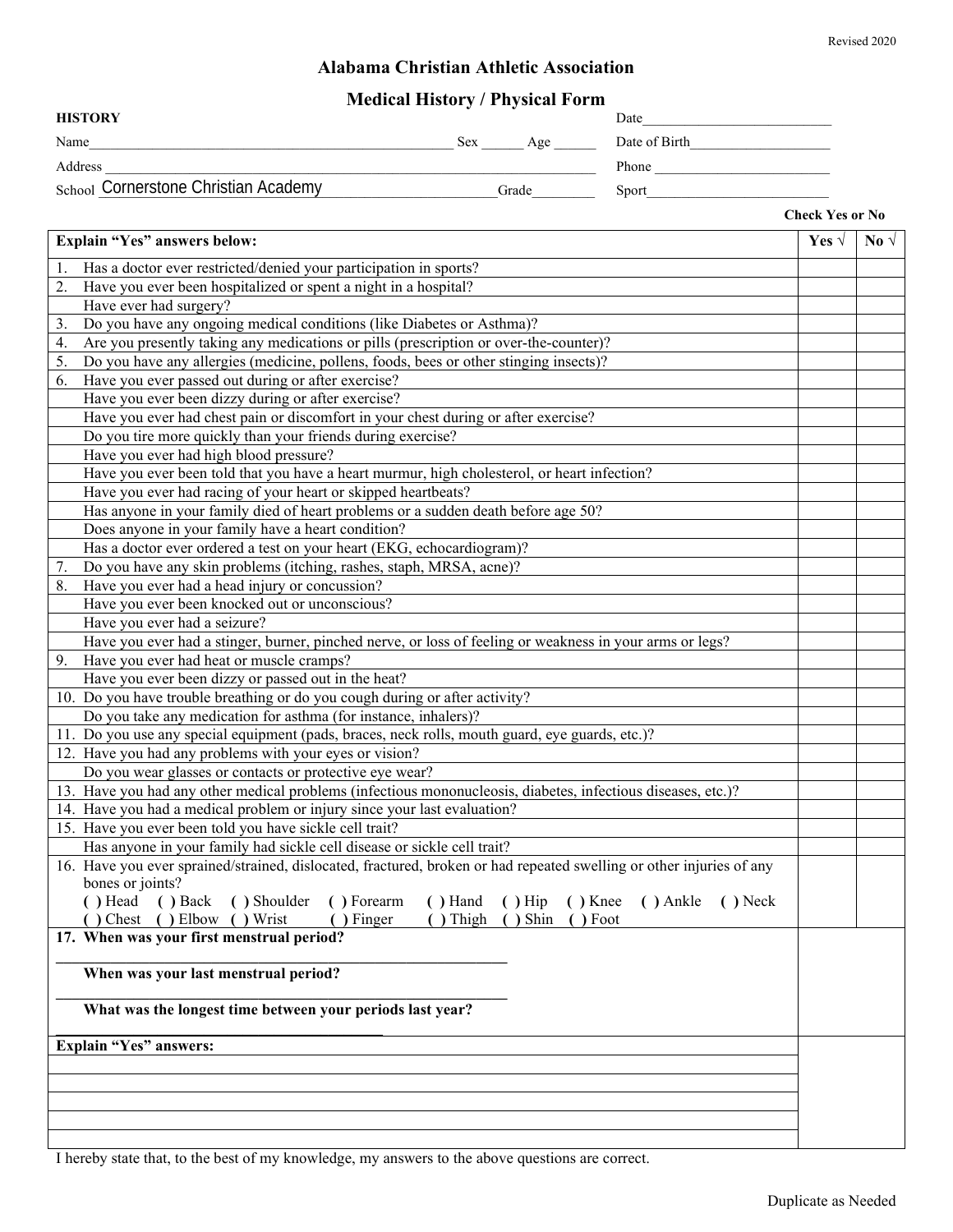Revised 2020

# Alabama Christian Athletic Association

## Medical History / Physical Form

**HISTORY**

Date___________________________

Name______________________________________________________ Sex ______ Age ______ Date of Birth____________________

Address ________________________________________________________________________ Phone ________________________

School Cornerstone Christian Academy__________________________Grade_________ Sport_________________________

**Check Yes or No**

| **Explain "Yes" answers below:** | **Yes √** | **No √** |
|---|---|---|
| 1. Has a doctor ever restricted/denied your participation in sports? | | |
| 2. Have you ever been hospitalized or spent a night in a hospital? | | |
| Have ever had surgery? | | |
| 3. Do you have any ongoing medical conditions (like Diabetes or Asthma)? | | |
| 4. Are you presently taking any medications or pills (prescription or over-the-counter)? | | |
| 5. Do you have any allergies (medicine, pollens, foods, bees or other stinging insects)? | | |
| 6. Have you ever passed out during or after exercise? | | |
| Have you ever been dizzy during or after exercise? | | |
| Have you ever had chest pain or discomfort in your chest during or after exercise? | | |
| Do you tire more quickly than your friends during exercise? | | |
| Have you ever had high blood pressure? | | |
| Have you ever been told that you have a heart murmur, high cholesterol, or heart infection? | | |
| Have you ever had racing of your heart or skipped heartbeats? | | |
| Has anyone in your family died of heart problems or a sudden death before age 50? | | |
| Does anyone in your family have a heart condition? | | |
| Has a doctor ever ordered a test on your heart (EKG, echocardiogram)? | | |
| 7. Do you have any skin problems (itching, rashes, staph, MRSA, acne)? | | |
| 8. Have you ever had a head injury or concussion? | | |
| Have you ever been knocked out or unconscious? | | |
| Have you ever had a seizure? | | |
| Have you ever had a stinger, burner, pinched nerve, or loss of feeling or weakness in your arms or legs? | | |
| 9. Have you ever had heat or muscle cramps? | | |
| Have you ever been dizzy or passed out in the heat? | | |
| 10. Do you have trouble breathing or do you cough during or after activity? | | |
| Do you take any medication for asthma (for instance, inhalers)? | | |
| 11. Do you use any special equipment (pads, braces, neck rolls, mouth guard, eye guards, etc.)? | | |
| 12. Have you had any problems with your eyes or vision? | | |
| Do you wear glasses or contacts or protective eye wear? | | |
| 13. Have you had any other medical problems (infectious mononucleosis, diabetes, infectious diseases, etc.)? | | |
| 14. Have you had a medical problem or injury since your last evaluation? | | |
| 15. Have you ever been told you have sickle cell trait? | | |
| Has anyone in your family had sickle cell disease or sickle cell trait? | | |
| 16. Have you ever sprained/strained, dislocated, fractured, broken or had repeated swelling or other injuries of any bones or joints? ( ) Head ( ) Back ( ) Shoulder ( ) Forearm ( ) Hand ( ) Hip ( ) Knee ( ) Ankle ( ) Neck ( ) Chest ( ) Elbow ( ) Wrist ( ) Finger ( ) Thigh ( ) Shin ( ) Foot | | |
| **17. When was your first menstrual period?** ____________________ **When was your last menstrual period?** ____________________ **What was the longest time between your periods last year?** ____________________ | | |
| **Explain "Yes" answers:** | | |
| | | |
| | | |
| | | |
| | | |
| | | |

I hereby state that, to the best of my knowledge, my answers to the above questions are correct.

Duplicate as Needed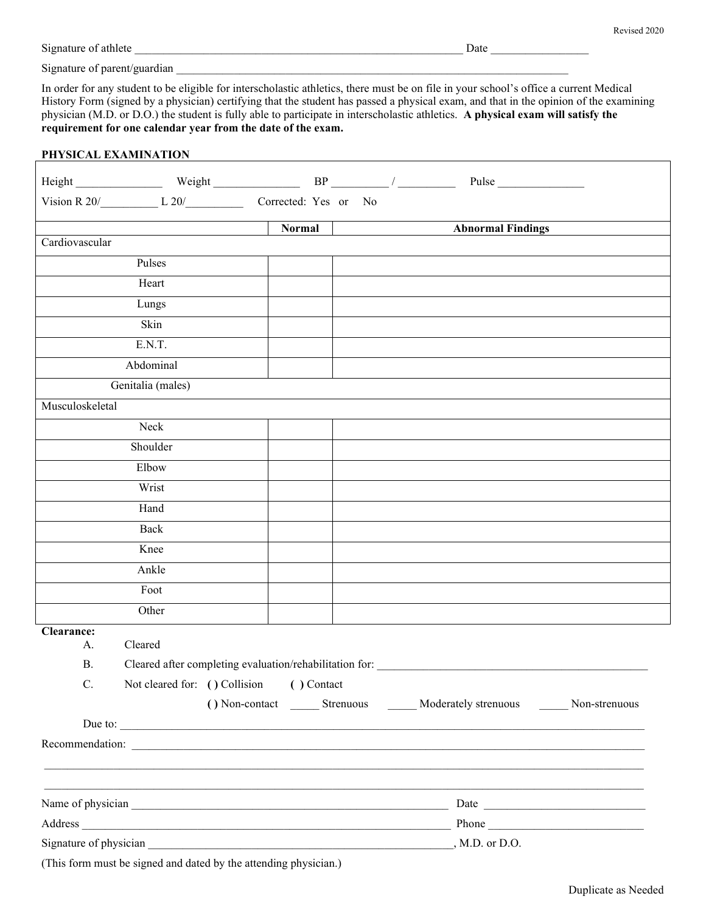Revised 2020

Signature of athlete ___________________________________________________________ Date _________________

Signature of parent/guardian ___________________________________________________________________________

In order for any student to be eligible for interscholastic athletics, there must be on file in your school's office a current Medical History Form (signed by a physician) certifying that the student has passed a physical exam, and that in the opinion of the examining physician (M.D. or D.O.) the student is fully able to participate in interscholastic athletics. **A physical exam will satisfy the requirement for one calendar year from the date of the exam.**

**PHYSICAL EXAMINATION**

Height _______________ Weight _______________ BP __________ / __________ Pulse _______________

Vision R 20/__________ L 20/__________ Corrected: Yes or No

| | Normal | Abnormal Findings |
|---|---|---|
| Cardiovascular | | |
| Pulses | | |
| Heart | | |
| Lungs | | |
| Skin | | |
| E.N.T. | | |
| Abdominal | | |
| Genitalia (males) | | |
| Musculoskeletal | | |
| Neck | | |
| Shoulder | | |
| Elbow | | |
| Wrist | | |
| Hand | | |
| Back | | |
| Knee | | |
| Ankle | | |
| Foot | | |
| Other | | |

**Clearance:**

A. Cleared

B. Cleared after completing evaluation/rehabilitation for: _______________________________________________

C. Not cleared for: ( ) Collision ( ) Contact

( ) Non-contact _____ Strenuous _____ Moderately strenuous _____ Non-strenuous

Due to: ___________________________________________________________________________________________

Recommendation: ___________________________________________________________________________________

___________________________________________________________________________________________________

___________________________________________________________________________________________________

Name of physician ____________________________________________________ Date ___________________________

Address ___________________________________________________________ Phone ___________________________

Signature of physician ________________________________________________, M.D. or D.O.

(This form must be signed and dated by the attending physician.)

Duplicate as Needed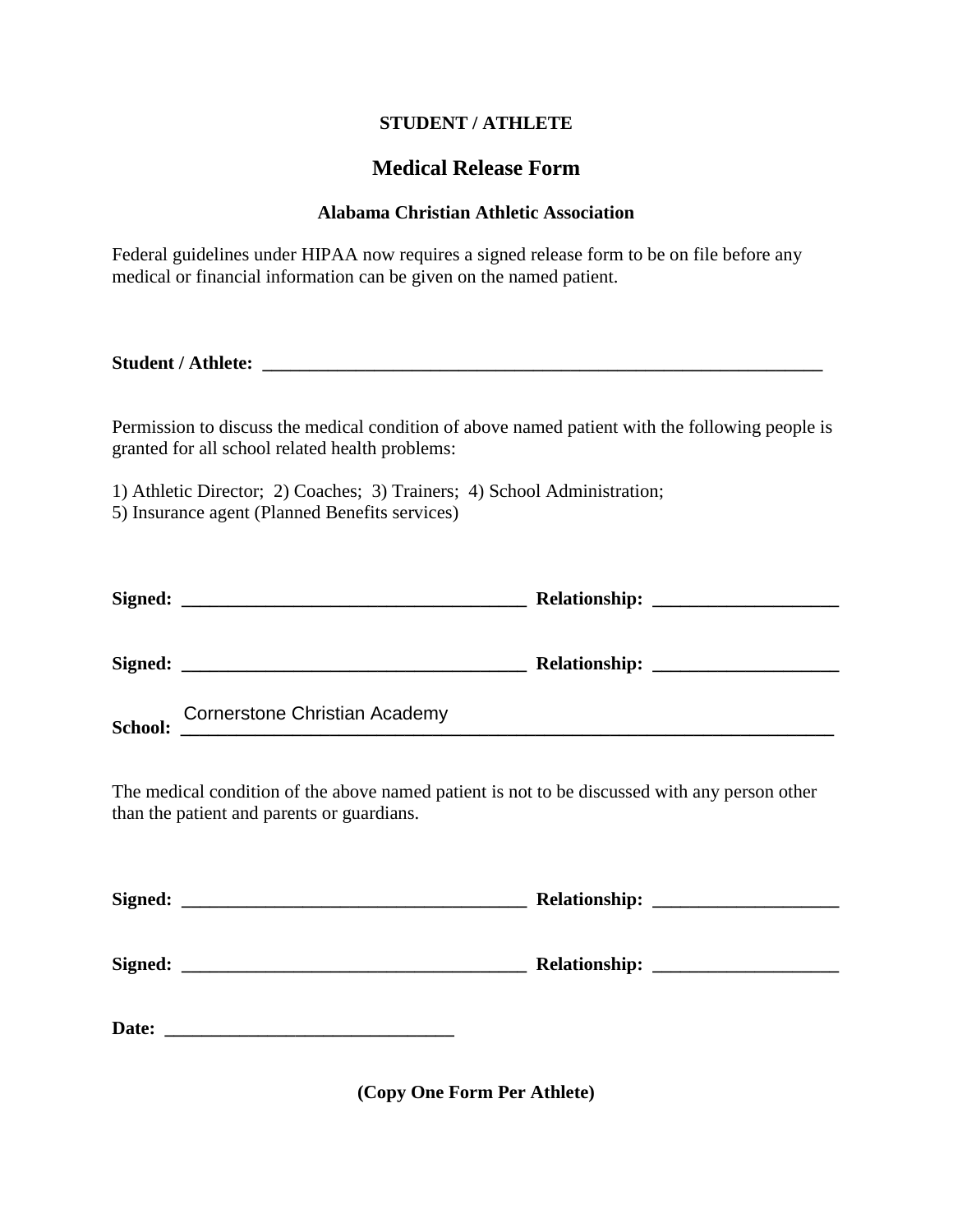**STUDENT / ATHLETE**

## Medical Release Form

**Alabama Christian Athletic Association**

Federal guidelines under HIPAA now requires a signed release form to be on file before any medical or financial information can be given on the named patient.

**Student / Athlete:** ______________________________________________________________

Permission to discuss the medical condition of above named patient with the following people is granted for all school related health problems:

1) Athletic Director; 2) Coaches; 3) Trainers; 4) School Administration;
5) Insurance agent (Planned Benefits services)

**Signed:** ____________________________________ **Relationship:** ___________________

**Signed:** ____________________________________ **Relationship:** ___________________

**School:** Cornerstone Christian Academy

The medical condition of the above named patient is not to be discussed with any person other than the patient and parents or guardians.

**Signed:** ____________________________________ **Relationship:** ___________________

**Signed:** ____________________________________ **Relationship:** ___________________

**Date:** ______________________________

**(Copy One Form Per Athlete)**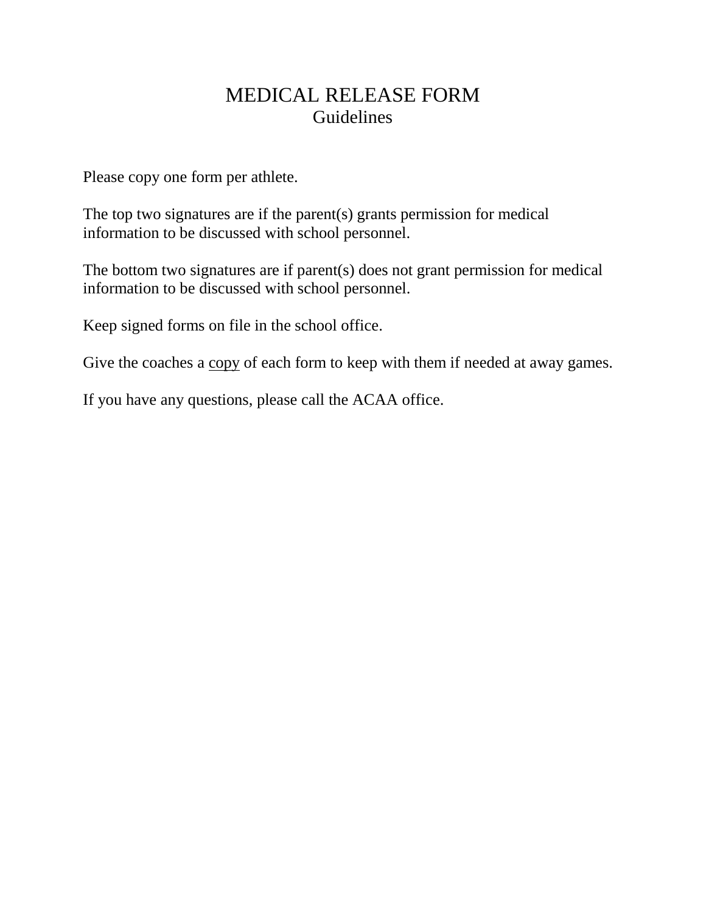# MEDICAL RELEASE FORM
## Guidelines

Please copy one form per athlete.

The top two signatures are if the parent(s) grants permission for medical information to be discussed with school personnel.

The bottom two signatures are if parent(s) does not grant permission for medical information to be discussed with school personnel.

Keep signed forms on file in the school office.

Give the coaches a <u>copy</u> of each form to keep with them if needed at away games.

If you have any questions, please call the ACAA office.